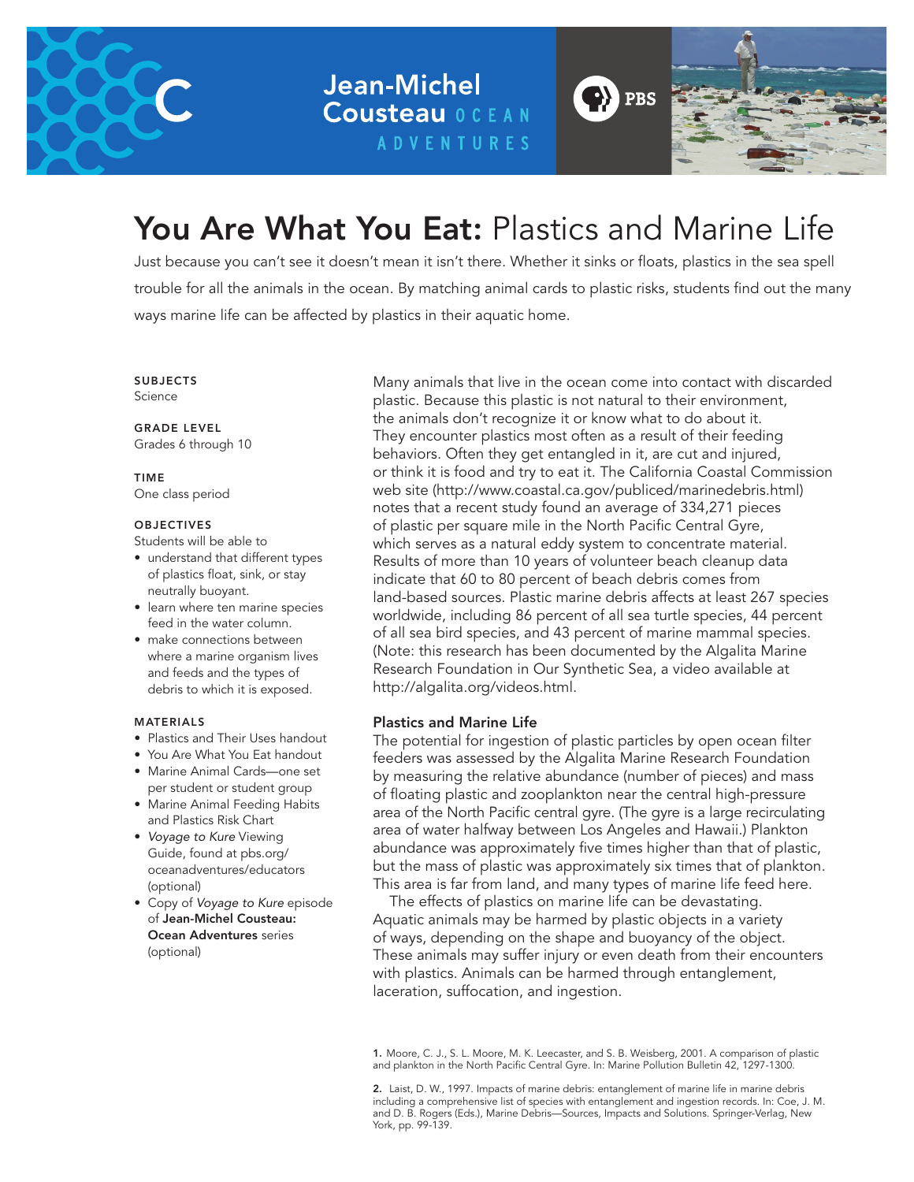Jean-Michel Cousteau OCEAN ADVENTURES

PBS

# You Are What You Eat: Plastics and Marine Life

Just because you can't see it doesn't mean it isn't there. Whether it sinks or floats, plastics in the sea spell trouble for all the animals in the ocean. By matching animal cards to plastic risks, students find out the many ways marine life can be affected by plastics in their aquatic home.

**SUBJECTS**
Science

**GRADE LEVEL**
Grades 6 through 10

**TIME**
One class period

**OBJECTIVES**
Students will be able to

- understand that different types of plastics float, sink, or stay neutrally buoyant.
- learn where ten marine species feed in the water column.
- make connections between where a marine organism lives and feeds and the types of debris to which it is exposed.

**MATERIALS**

- Plastics and Their Uses handout
- You Are What You Eat handout
- Marine Animal Cards—one set per student or student group
- Marine Animal Feeding Habits and Plastics Risk Chart
- *Voyage to Kure* Viewing Guide, found at pbs.org/oceanadventures/educators (optional)
- Copy of *Voyage to Kure* episode of **Jean-Michel Cousteau: Ocean Adventures** series (optional)

Many animals that live in the ocean come into contact with discarded plastic. Because this plastic is not natural to their environment, the animals don't recognize it or know what to do about it. They encounter plastics most often as a result of their feeding behaviors. Often they get entangled in it, are cut and injured, or think it is food and try to eat it. The California Coastal Commission web site (http://www.coastal.ca.gov/publiced/marinedebris.html) notes that a recent study found an average of 334,271 pieces of plastic per square mile in the North Pacific Central Gyre, which serves as a natural eddy system to concentrate material. Results of more than 10 years of volunteer beach cleanup data indicate that 60 to 80 percent of beach debris comes from land-based sources. Plastic marine debris affects at least 267 species worldwide, including 86 percent of all sea turtle species, 44 percent of all sea bird species, and 43 percent of marine mammal species. (Note: this research has been documented by the Algalita Marine Research Foundation in Our Synthetic Sea, a video available at http://algalita.org/videos.html.

### Plastics and Marine Life

The potential for ingestion of plastic particles by open ocean filter feeders was assessed by the Algalita Marine Research Foundation by measuring the relative abundance (number of pieces) and mass of floating plastic and zooplankton near the central high-pressure area of the North Pacific central gyre. (The gyre is a large recirculating area of water halfway between Los Angeles and Hawaii.) Plankton abundance was approximately five times higher than that of plastic, but the mass of plastic was approximately six times that of plankton. This area is far from land, and many types of marine life feed here.

The effects of plastics on marine life can be devastating. Aquatic animals may be harmed by plastic objects in a variety of ways, depending on the shape and buoyancy of the object. These animals may suffer injury or even death from their encounters with plastics. Animals can be harmed through entanglement, laceration, suffocation, and ingestion.

**1.** Moore, C. J., S. L. Moore, M. K. Leecaster, and S. B. Weisberg, 2001. A comparison of plastic and plankton in the North Pacific Central Gyre. In: Marine Pollution Bulletin 42, 1297-1300.

**2.** Laist, D. W., 1997. Impacts of marine debris: entanglement of marine life in marine debris including a comprehensive list of species with entanglement and ingestion records. In: Coe, J. M. and D. B. Rogers (Eds.), Marine Debris—Sources, Impacts and Solutions. Springer-Verlag, New York, pp. 99-139.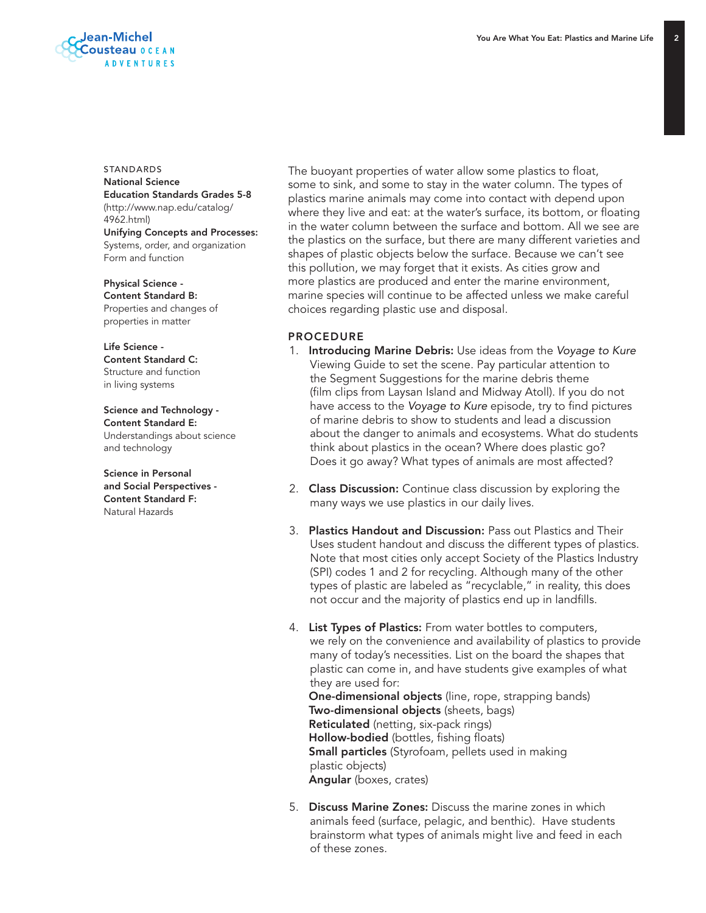STANDARDS

**National Science Education Standards Grades 5-8**
(http://www.nap.edu/catalog/4962.html)

**Unifying Concepts and Processes:**
Systems, order, and organization
Form and function

**Physical Science - Content Standard B:**
Properties and changes of properties in matter

**Life Science - Content Standard C:**
Structure and function in living systems

**Science and Technology - Content Standard E:**
Understandings about science and technology

**Science in Personal and Social Perspectives - Content Standard F:**
Natural Hazards

The buoyant properties of water allow some plastics to float, some to sink, and some to stay in the water column. The types of plastics marine animals may come into contact with depend upon where they live and eat: at the water's surface, its bottom, or floating in the water column between the surface and bottom. All we see are the plastics on the surface, but there are many different varieties and shapes of plastic objects below the surface. Because we can't see this pollution, we may forget that it exists. As cities grow and more plastics are produced and enter the marine environment, marine species will continue to be affected unless we make careful choices regarding plastic use and disposal.

## PROCEDURE

1. **Introducing Marine Debris:** Use ideas from the *Voyage to Kure* Viewing Guide to set the scene. Pay particular attention to the Segment Suggestions for the marine debris theme (film clips from Laysan Island and Midway Atoll). If you do not have access to the *Voyage to Kure* episode, try to find pictures of marine debris to show to students and lead a discussion about the danger to animals and ecosystems. What do students think about plastics in the ocean? Where does plastic go? Does it go away? What types of animals are most affected?

2. **Class Discussion:** Continue class discussion by exploring the many ways we use plastics in our daily lives.

3. **Plastics Handout and Discussion:** Pass out Plastics and Their Uses student handout and discuss the different types of plastics. Note that most cities only accept Society of the Plastics Industry (SPI) codes 1 and 2 for recycling. Although many of the other types of plastic are labeled as "recyclable," in reality, this does not occur and the majority of plastics end up in landfills.

4. **List Types of Plastics:** From water bottles to computers, we rely on the convenience and availability of plastics to provide many of today's necessities. List on the board the shapes that plastic can come in, and have students give examples of what they are used for:
   **One-dimensional objects** (line, rope, strapping bands)
   **Two-dimensional objects** (sheets, bags)
   **Reticulated** (netting, six-pack rings)
   **Hollow-bodied** (bottles, fishing floats)
   **Small particles** (Styrofoam, pellets used in making plastic objects)
   **Angular** (boxes, crates)

5. **Discuss Marine Zones:** Discuss the marine zones in which animals feed (surface, pelagic, and benthic). Have students brainstorm what types of animals might live and feed in each of these zones.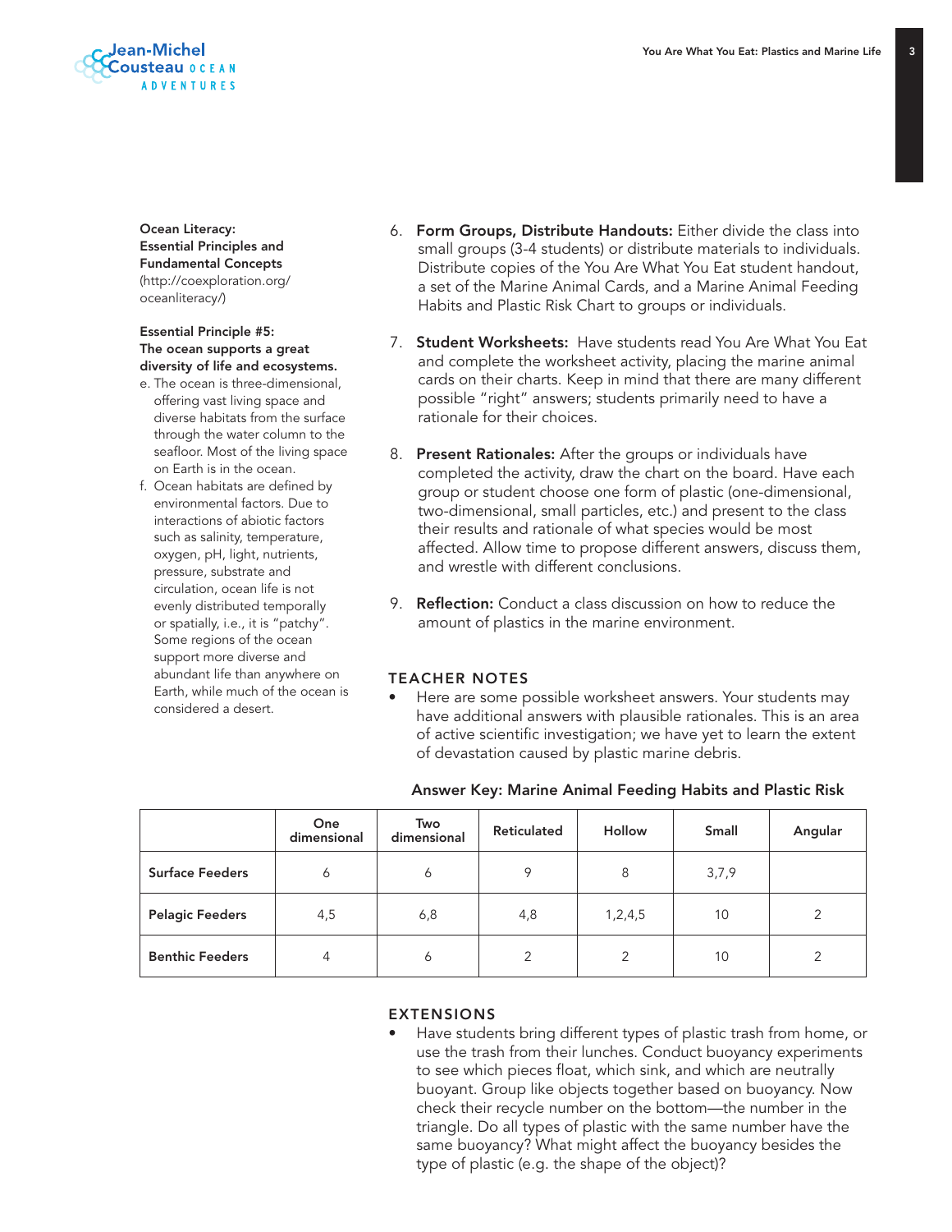**Ocean Literacy: Essential Principles and Fundamental Concepts** (http://coexploration.org/oceanliteracy/)

**Essential Principle #5: The ocean supports a great diversity of life and ecosystems.**

e. The ocean is three-dimensional, offering vast living space and diverse habitats from the surface through the water column to the seafloor. Most of the living space on Earth is in the ocean.

f. Ocean habitats are defined by environmental factors. Due to interactions of abiotic factors such as salinity, temperature, oxygen, pH, light, nutrients, pressure, substrate and circulation, ocean life is not evenly distributed temporally or spatially, i.e., it is "patchy". Some regions of the ocean support more diverse and abundant life than anywhere on Earth, while much of the ocean is considered a desert.

6. **Form Groups, Distribute Handouts:** Either divide the class into small groups (3-4 students) or distribute materials to individuals. Distribute copies of the You Are What You Eat student handout, a set of the Marine Animal Cards, and a Marine Animal Feeding Habits and Plastic Risk Chart to groups or individuals.

7. **Student Worksheets:** Have students read You Are What You Eat and complete the worksheet activity, placing the marine animal cards on their charts. Keep in mind that there are many different possible "right" answers; students primarily need to have a rationale for their choices.

8. **Present Rationales:** After the groups or individuals have completed the activity, draw the chart on the board. Have each group or student choose one form of plastic (one-dimensional, two-dimensional, small particles, etc.) and present to the class their results and rationale of what species would be most affected. Allow time to propose different answers, discuss them, and wrestle with different conclusions.

9. **Reflection:** Conduct a class discussion on how to reduce the amount of plastics in the marine environment.

## TEACHER NOTES

- Here are some possible worksheet answers. Your students may have additional answers with plausible rationales. This is an area of active scientific investigation; we have yet to learn the extent of devastation caused by plastic marine debris.

**Answer Key: Marine Animal Feeding Habits and Plastic Risk**

| | One dimensional | Two dimensional | Reticulated | Hollow | Small | Angular |
|---|---|---|---|---|---|---|
| **Surface Feeders** | 6 | 6 | 9 | 8 | 3,7,9 | |
| **Pelagic Feeders** | 4,5 | 6,8 | 4,8 | 1,2,4,5 | 10 | 2 |
| **Benthic Feeders** | 4 | 6 | 2 | 2 | 10 | 2 |

## EXTENSIONS

- Have students bring different types of plastic trash from home, or use the trash from their lunches. Conduct buoyancy experiments to see which pieces float, which sink, and which are neutrally buoyant. Group like objects together based on buoyancy. Now check their recycle number on the bottom—the number in the triangle. Do all types of plastic with the same number have the same buoyancy? What might affect the buoyancy besides the type of plastic (e.g. the shape of the object)?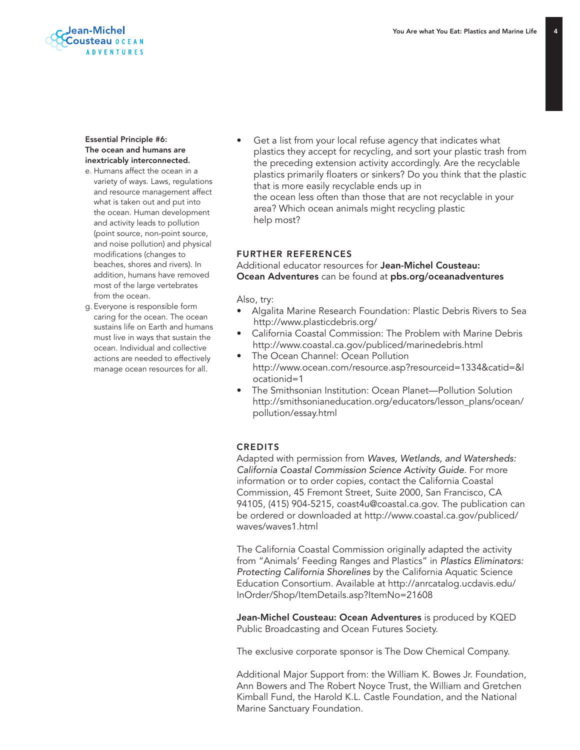**Essential Principle #6: The ocean and humans are inextricably interconnected.**

e. Humans affect the ocean in a variety of ways. Laws, regulations and resource management affect what is taken out and put into the ocean. Human development and activity leads to pollution (point source, non-point source, and noise pollution) and physical modifications (changes to beaches, shores and rivers). In addition, humans have removed most of the large vertebrates from the ocean.

g. Everyone is responsible form caring for the ocean. The ocean sustains life on Earth and humans must live in ways that sustain the ocean. Individual and collective actions are needed to effectively manage ocean resources for all.

- Get a list from your local refuse agency that indicates what plastics they accept for recycling, and sort your plastic trash from the preceding extension activity accordingly. Are the recyclable plastics primarily floaters or sinkers? Do you think that the plastic that is more easily recyclable ends up in the ocean less often than those that are not recyclable in your area? Which ocean animals might recycling plastic help most?

## FURTHER REFERENCES

Additional educator resources for **Jean-Michel Cousteau: Ocean Adventures** can be found at **pbs.org/oceanadventures**

Also, try:

- Algalita Marine Research Foundation: Plastic Debris Rivers to Sea http://www.plasticdebris.org/
- California Coastal Commission: The Problem with Marine Debris http://www.coastal.ca.gov/publiced/marinedebris.html
- The Ocean Channel: Ocean Pollution http://www.ocean.com/resource.asp?resourceid=1334&catid=&locationid=1
- The Smithsonian Institution: Ocean Planet—Pollution Solution http://smithsonianeducation.org/educators/lesson_plans/ocean/pollution/essay.html

## CREDITS

Adapted with permission from *Waves, Wetlands, and Watersheds: California Coastal Commission Science Activity Guide*. For more information or to order copies, contact the California Coastal Commission, 45 Fremont Street, Suite 2000, San Francisco, CA 94105, (415) 904-5215, coast4u@coastal.ca.gov. The publication can be ordered or downloaded at http://www.coastal.ca.gov/publiced/waves/waves1.html

The California Coastal Commission originally adapted the activity from "Animals' Feeding Ranges and Plastics" in *Plastics Eliminators: Protecting California Shorelines* by the California Aquatic Science Education Consortium. Available at http://anrcatalog.ucdavis.edu/InOrder/Shop/ItemDetails.asp?ItemNo=21608

**Jean-Michel Cousteau: Ocean Adventures** is produced by KQED Public Broadcasting and Ocean Futures Society.

The exclusive corporate sponsor is The Dow Chemical Company.

Additional Major Support from: the William K. Bowes Jr. Foundation, Ann Bowers and The Robert Noyce Trust, the William and Gretchen Kimball Fund, the Harold K.L. Castle Foundation, and the National Marine Sanctuary Foundation.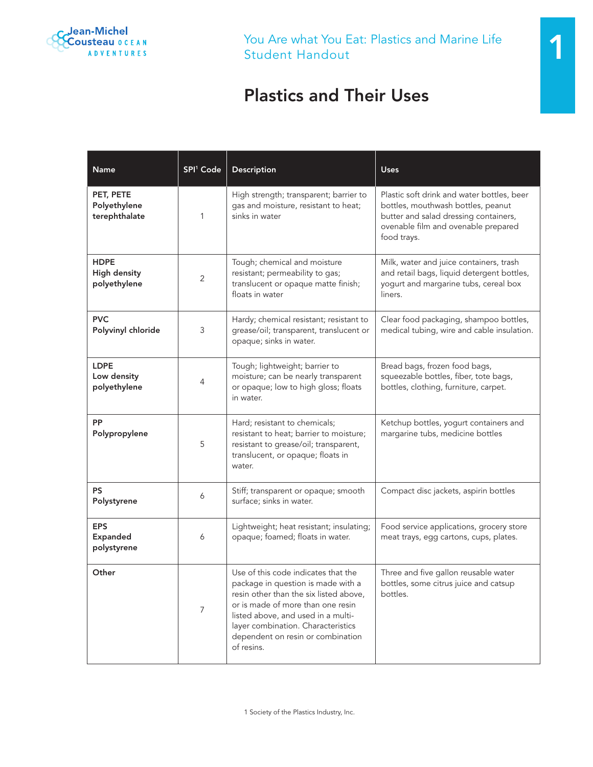# Plastics and Their Uses

| Name | SPI[1] Code | Description | Uses |
|---|---|---|---|
| **PET, PETE Polyethylene terephthalate** | 1 | High strength; transparent; barrier to gas and moisture, resistant to heat; sinks in water | Plastic soft drink and water bottles, beer bottles, mouthwash bottles, peanut butter and salad dressing containers, ovenable film and ovenable prepared food trays. |
| **HDPE High density polyethylene** | 2 | Tough; chemical and moisture resistant; permeability to gas; translucent or opaque matte finish; floats in water | Milk, water and juice containers, trash and retail bags, liquid detergent bottles, yogurt and margarine tubs, cereal box liners. |
| **PVC Polyvinyl chloride** | 3 | Hardy; chemical resistant; resistant to grease/oil; transparent, translucent or opaque; sinks in water. | Clear food packaging, shampoo bottles, medical tubing, wire and cable insulation. |
| **LDPE Low density polyethylene** | 4 | Tough; lightweight; barrier to moisture; can be nearly transparent or opaque; low to high gloss; floats in water. | Bread bags, frozen food bags, squeezable bottles, fiber, tote bags, bottles, clothing, furniture, carpet. |
| **PP Polypropylene** | 5 | Hard; resistant to chemicals; resistant to heat; barrier to moisture; resistant to grease/oil; transparent, translucent, or opaque; floats in water. | Ketchup bottles, yogurt containers and margarine tubs, medicine bottles |
| **PS Polystyrene** | 6 | Stiff; transparent or opaque; smooth surface; sinks in water. | Compact disc jackets, aspirin bottles |
| **EPS Expanded polystyrene** | 6 | Lightweight; heat resistant; insulating; opaque; foamed; floats in water. | Food service applications, grocery store meat trays, egg cartons, cups, plates. |
| **Other** | 7 | Use of this code indicates that the package in question is made with a resin other than the six listed above, or is made of more than one resin listed above, and used in a multi-layer combination. Characteristics dependent on resin or combination of resins. | Three and five gallon reusable water bottles, some citrus juice and catsup bottles. |

1 Society of the Plastics Industry, Inc.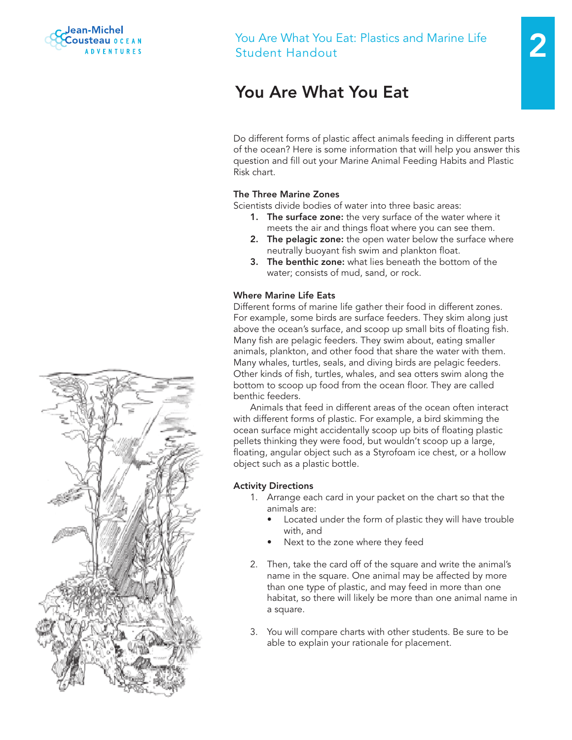# You Are What You Eat

Do different forms of plastic affect animals feeding in different parts of the ocean? Here is some information that will help you answer this question and fill out your Marine Animal Feeding Habits and Plastic Risk chart.

**The Three Marine Zones**

Scientists divide bodies of water into three basic areas:

1. **The surface zone:** the very surface of the water where it meets the air and things float where you can see them.
2. **The pelagic zone:** the open water below the surface where neutrally buoyant fish swim and plankton float.
3. **The benthic zone:** what lies beneath the bottom of the water; consists of mud, sand, or rock.

**Where Marine Life Eats**

Different forms of marine life gather their food in different zones. For example, some birds are surface feeders. They skim along just above the ocean's surface, and scoop up small bits of floating fish. Many fish are pelagic feeders. They swim about, eating smaller animals, plankton, and other food that share the water with them. Many whales, turtles, seals, and diving birds are pelagic feeders. Other kinds of fish, turtles, whales, and sea otters swim along the bottom to scoop up food from the ocean floor. They are called benthic feeders.

Animals that feed in different areas of the ocean often interact with different forms of plastic. For example, a bird skimming the ocean surface might accidentally scoop up bits of floating plastic pellets thinking they were food, but wouldn't scoop up a large, floating, angular object such as a Styrofoam ice chest, or a hollow object such as a plastic bottle.

**Activity Directions**

1. Arrange each card in your packet on the chart so that the animals are:
   - Located under the form of plastic they will have trouble with, and
   - Next to the zone where they feed
2. Then, take the card off of the square and write the animal's name in the square. One animal may be affected by more than one type of plastic, and may feed in more than one habitat, so there will likely be more than one animal name in a square.
3. You will compare charts with other students. Be sure to be able to explain your rationale for placement.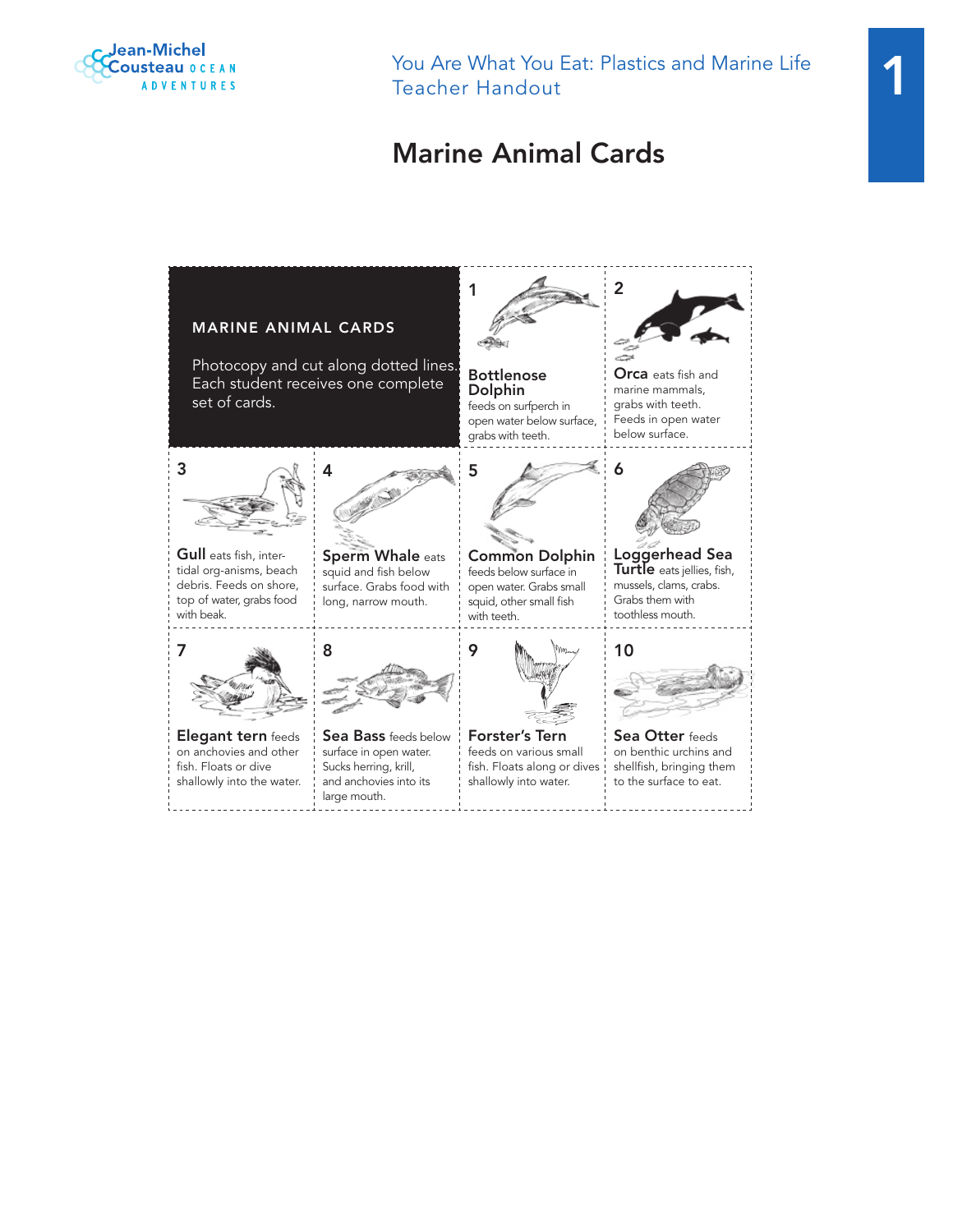# Marine Animal Cards

**MARINE ANIMAL CARDS**

Photocopy and cut along dotted lines. Each student receives one complete set of cards.

**1**

**Bottlenose Dolphin** feeds on surfperch in open water below surface, grabs with teeth.

**2**

**Orca** eats fish and marine mammals, grabs with teeth. Feeds in open water below surface.

**3**

**Gull** eats fish, inter-tidal org-anisms, beach debris. Feeds on shore, top of water, grabs food with beak.

**4**

**Sperm Whale** eats squid and fish below surface. Grabs food with long, narrow mouth.

**5**

**Common Dolphin** feeds below surface in open water. Grabs small squid, other small fish with teeth.

**6**

**Loggerhead Sea Turtle** eats jellies, fish, mussels, clams, crabs. Grabs them with toothless mouth.

**7**

**Elegant tern** feeds on anchovies and other fish. Floats or dive shallowly into the water.

**8**

**Sea Bass** feeds below surface in open water. Sucks herring, krill, and anchovies into its large mouth.

**9**

**Forster's Tern** feeds on various small fish. Floats along or dives shallowly into water.

**10**

**Sea Otter** feeds on benthic urchins and shellfish, bringing them to the surface to eat.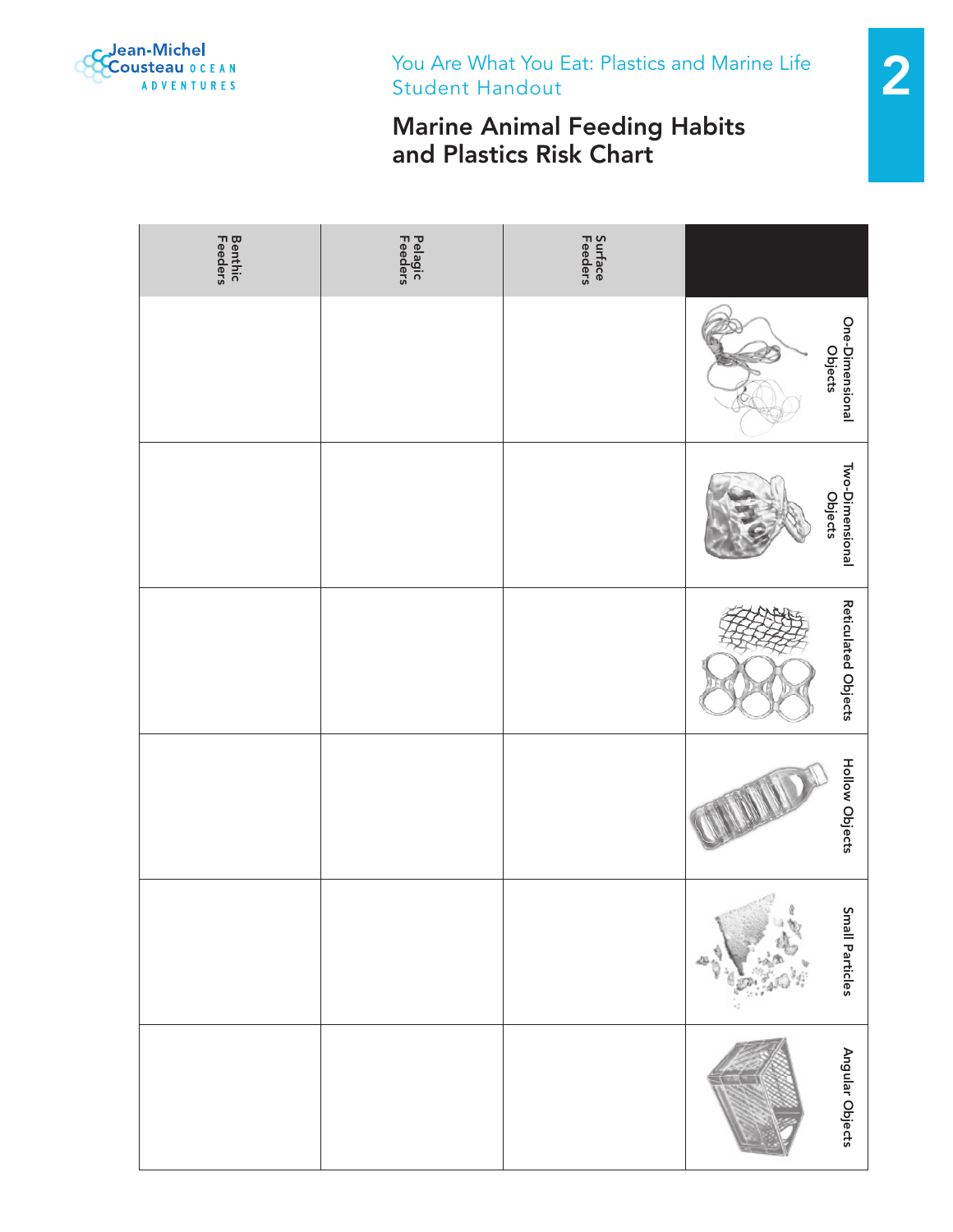You Are What You Eat: Plastics and Marine Life
Student Handout

2

## Marine Animal Feeding Habits and Plastics Risk Chart

| | Surface Feeders | Pelagic Feeders | Benthic Feeders |
|---|---|---|---|
| One-Dimensional Objects | | | |
| Two-Dimensional Objects | | | |
| Reticulated Objects | | | |
| Hollow Objects | | | |
| Small Particles | | | |
| Angular Objects | | | |